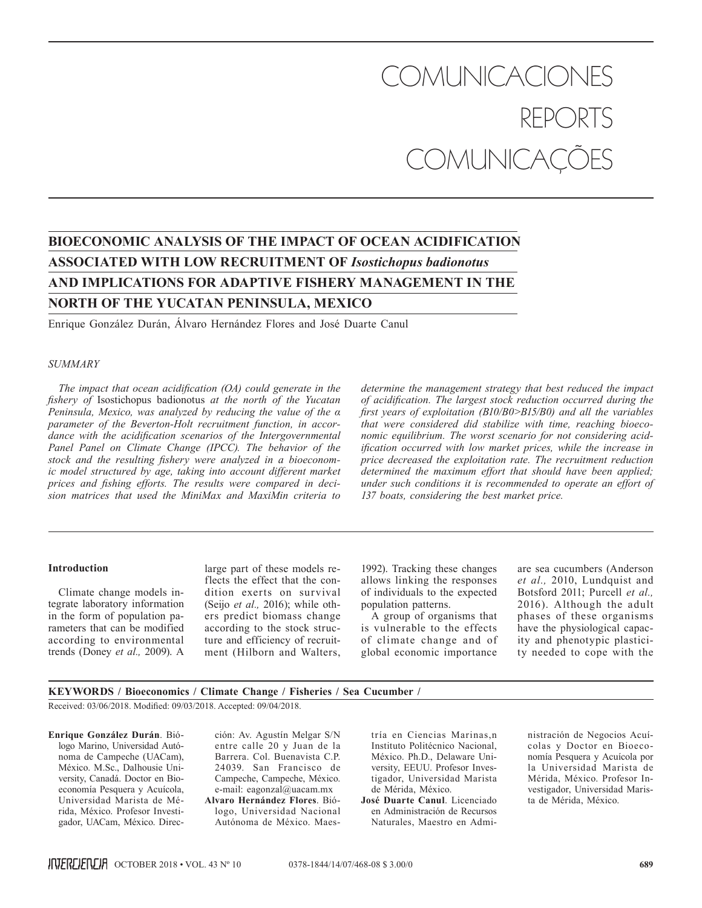# COMUNICACIONES
# REPORTS
# COMUNICAÇÕES

## BIOECONOMIC ANALYSIS OF THE IMPACT OF OCEAN ACIDIFICATION ASSOCIATED WITH LOW RECRUITMENT OF *Isostichopus badionotus* AND IMPLICATIONS FOR ADAPTIVE FISHERY MANAGEMENT IN THE NORTH OF THE YUCATAN PENINSULA, MEXICO

Enrique González Durán, Álvaro Hernández Flores and José Duarte Canul

### SUMMARY

*The impact that ocean acidification (OA) could generate in the fishery of* Isostichopus badionotus *at the north of the Yucatan Peninsula, Mexico, was analyzed by reducing the value of the α parameter of the Beverton-Holt recruitment function, in accordance with the acidification scenarios of the Intergovernmental Panel Panel on Climate Change (IPCC). The behavior of the stock and the resulting fishery were analyzed in a bioeconomic model structured by age, taking into account different market prices and fishing efforts. The results were compared in decision matrices that used the MiniMax and MaxiMin criteria to determine the management strategy that best reduced the impact of acidification. The largest stock reduction occurred during the first years of exploitation (B10/B0>B15/B0) and all the variables that were considered did stabilize with time, reaching bioeconomic equilibrium. The worst scenario for not considering acidification occurred with low market prices, while the increase in price decreased the exploitation rate. The recruitment reduction determined the maximum effort that should have been applied; under such conditions it is recommended to operate an effort of 137 boats, considering the best market price.*

### Introduction

Climate change models integrate laboratory information in the form of population parameters that can be modified according to environmental trends (Doney *et al.,* 2009). A large part of these models reflects the effect that the condition exerts on survival (Seijo *et al.,* 2016); while others predict biomass change according to the stock structure and efficiency of recruitment (Hilborn and Walters, 1992). Tracking these changes allows linking the responses of individuals to the expected population patterns.

A group of organisms that is vulnerable to the effects of climate change and of global economic importance are sea cucumbers (Anderson *et al.,* 2010, Lundquist and Botsford 2011; Purcell *et al.,* 2016). Although the adult phases of these organisms have the physiological capacity and phenotypic plasticity needed to cope with the

**KEYWORDS / Bioeconomics / Climate Change / Fisheries / Sea Cucumber /**

Received: 03/06/2018. Modified: 09/03/2018. Accepted: 09/04/2018.

**Enrique González Durán**. Biólogo Marino, Universidad Autónoma de Campeche (UACam), México. M.Sc., Dalhousie University, Canadá. Doctor en Bioeconomía Pesquera y Acuícola, Universidad Marista de Mérida, México. Profesor Investigador, UACam, México. Dirección: Av. Agustín Melgar S/N entre calle 20 y Juan de la Barrera. Col. Buenavista C.P. 24039. San Francisco de Campeche, Campeche, México. e-mail: eagonzal@uacam.mx

**Alvaro Hernández Flores**. Biólogo, Universidad Nacional Autónoma de México. Maestría en Ciencias Marinas,n Instituto Politécnico Nacional, México. Ph.D., Delaware University, EEUU. Profesor Investigador, Universidad Marista de Mérida, México.

**José Duarte Canul**. Licenciado en Administración de Recursos Naturales, Maestro en Administración de Negocios Acuícolas y Doctor en Bioeconomía Pesquera y Acuícola por la Universidad Marista de Mérida, México. Profesor Investigador, Universidad Marista de Mérida, México.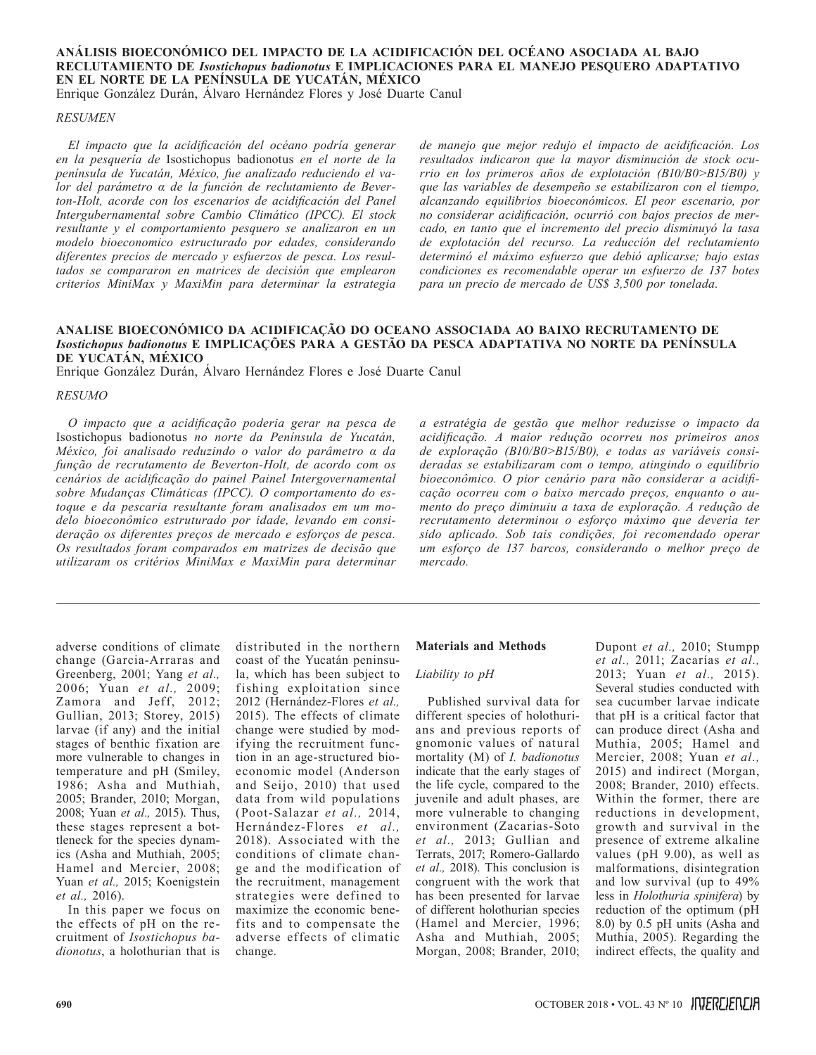**ANÁLISIS BIOECONÓMICO DEL IMPACTO DE LA ACIDIFICACIÓN DEL OCÉANO ASOCIADA AL BAJO RECLUTAMIENTO DE *Isostichopus badionotus* E IMPLICACIONES PARA EL MANEJO PESQUERO ADAPTATIVO EN EL NORTE DE LA PENÍNSULA DE YUCATÁN, MÉXICO**

Enrique González Durán, Álvaro Hernández Flores y José Duarte Canul

*RESUMEN*

*El impacto que la acidificación del océano podría generar en la pesquería de* Isostichopus badionotus *en el norte de la península de Yucatán, México, fue analizado reduciendo el valor del parámetro α de la función de reclutamiento de Beverton-Holt, acorde con los escenarios de acidificación del Panel Intergubernamental sobre Cambio Climático (IPCC). El stock resultante y el comportamiento pesquero se analizaron en un modelo bioeconomico estructurado por edades, considerando diferentes precios de mercado y esfuerzos de pesca. Los resultados se compararon en matrices de decisión que emplearon criterios MiniMax y MaxiMin para determinar la estrategia de manejo que mejor redujo el impacto de acidificación. Los resultados indicaron que la mayor disminución de stock ocurrio en los primeros años de explotación (B10/B0>B15/B0) y que las variables de desempeño se estabilizaron con el tiempo, alcanzando equilibrios bioeconómicos. El peor escenario, por no considerar acidificación, ocurrió con bajos precios de mercado, en tanto que el incremento del precio disminuyó la tasa de explotación del recurso. La reducción del reclutamiento determinó el máximo esfuerzo que debió aplicarse; bajo estas condiciones es recomendable operar un esfuerzo de 137 botes para un precio de mercado de US$ 3,500 por tonelada.*

**ANALISE BIOECONÓMICO DA ACIDIFICAÇÃO DO OCEANO ASSOCIADA AO BAIXO RECRUTAMENTO DE *Isostichopus badionotus* E IMPLICAÇÕES PARA A GESTÃO DA PESCA ADAPTATIVA NO NORTE DA PENÍNSULA DE YUCATÁN, MÉXICO**

Enrique González Durán, Álvaro Hernández Flores e José Duarte Canul

*RESUMO*

*O impacto que a acidificação poderia gerar na pesca de* Isostichopus badionotus *no norte da Península de Yucatán, México, foi analisado reduzindo o valor do parâmetro α da função de recrutamento de Beverton-Holt, de acordo com os cenários de acidificação do painel Painel Intergovernamental sobre Mudanças Climáticas (IPCC). O comportamento do estoque e da pescaria resultante foram analisados em um modelo bioeconômico estruturado por idade, levando em consideração os diferentes preços de mercado e esforços de pesca. Os resultados foram comparados em matrizes de decisão que utilizaram os critérios MiniMax e MaxiMin para determinar a estratégia de gestão que melhor reduzisse o impacto da acidificação. A maior redução ocorreu nos primeiros anos de exploração (B10/B0>B15/B0), e todas as variáveis consideradas se estabilizaram com o tempo, atingindo o equilíbrio bioeconômico. O pior cenário para não considerar a acidificação ocorreu com o baixo mercado preços, enquanto o aumento do preço diminuiu a taxa de exploração. A redução de recrutamento determinou o esforço máximo que deveria ter sido aplicado. Sob tais condições, foi recomendado operar um esforço de 137 barcos, considerando o melhor preço de mercado.*

---

adverse conditions of climate change (Garcia-Arraras and Greenberg, 2001; Yang *et al.,* 2006; Yuan *et al.,* 2009; Zamora and Jeff, 2012; Gullian, 2013; Storey, 2015) larvae (if any) and the initial stages of benthic fixation are more vulnerable to changes in temperature and pH (Smiley, 1986; Asha and Muthiah, 2005; Brander, 2010; Morgan, 2008; Yuan *et al.,* 2015). Thus, these stages represent a bottleneck for the species dynamics (Asha and Muthiah, 2005; Hamel and Mercier, 2008; Yuan *et al.,* 2015; Koenigstein *et al.,* 2016).

In this paper we focus on the effects of pH on the recruitment of *Isostichopus badionotus*, a holothurian that is distributed in the northern coast of the Yucatán peninsula, which has been subject to fishing exploitation since 2012 (Hernández-Flores *et al.,* 2015). The effects of climate change were studied by modifying the recruitment function in an age-structured bioeconomic model (Anderson and Seijo, 2010) that used data from wild populations (Poot-Salazar *et al.,* 2014, Hernández-Flores *et al.,* 2018). Associated with the conditions of climate change and the modification of the recruitment, management strategies were defined to maximize the economic benefits and to compensate the adverse effects of climatic change.

## Materials and Methods

### *Liability to pH*

Published survival data for different species of holothurians and previous reports of gnomonic values of natural mortality (M) of *I. badionotus* indicate that the early stages of the life cycle, compared to the juvenile and adult phases, are more vulnerable to changing environment (Zacarias-Soto *et al.,* 2013; Gullian and Terrats, 2017; Romero-Gallardo *et al.,* 2018). This conclusion is congruent with the work that has been presented for larvae of different holothurian species (Hamel and Mercier, 1996; Asha and Muthiah, 2005; Morgan, 2008; Brander, 2010; Dupont *et al.,* 2010; Stumpp *et al.,* 2011; Zacarías *et al.,* 2013; Yuan *et al.,* 2015). Several studies conducted with sea cucumber larvae indicate that pH is a critical factor that can produce direct (Asha and Muthia, 2005; Hamel and Mercier, 2008; Yuan *et al.,* 2015) and indirect (Morgan, 2008; Brander, 2010) effects. Within the former, there are reductions in development, growth and survival in the presence of extreme alkaline values (pH 9.00), as well as malformations, disintegration and low survival (up to 49% less in *Holothuria spinifera*) by reduction of the optimum (pH 8.0) by 0.5 pH units (Asha and Muthia, 2005). Regarding the indirect effects, the quality and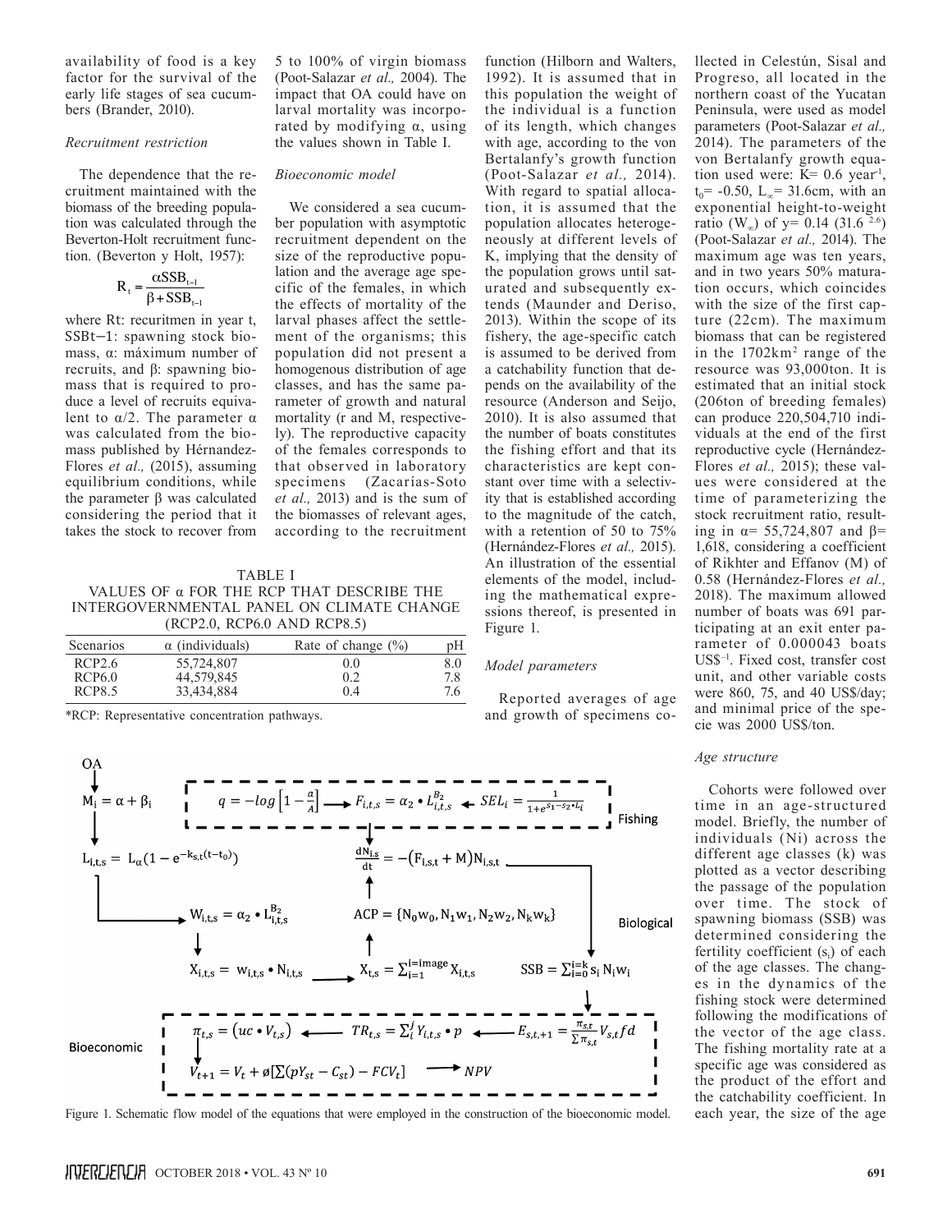availability of food is a key factor for the survival of the early life stages of sea cucumbers (Brander, 2010).

*Recruitment restriction*

The dependence that the recruitment maintained with the biomass of the breeding population was calculated through the Beverton-Holt recruitment function. (Beverton y Holt, 1957):

$$R_t = \frac{\alpha SSB_{t-1}}{\beta + SSB_{t-1}}$$

where Rt: recuitmen in year t, SSBt−1: spawning stock biomass, α: máximum number of recruits, and β: spawning biomass that is required to produce a level of recruits equivalent to α/2. The parameter α was calculated from the biomass published by Hérnandez-Flores *et al.,* (2015), assuming equilibrium conditions, while the parameter β was calculated considering the period that it takes the stock to recover from 5 to 100% of virgin biomass (Poot-Salazar *et al.,* 2004). The impact that OA could have on larval mortality was incorporated by modifying α, using the values shown in Table I.

*Bioeconomic model*

We considered a sea cucumber population with asymptotic recruitment dependent on the size of the reproductive population and the average age specific of the females, in which the effects of mortality of the larval phases affect the settlement of the organisms; this population did not present a homogenous distribution of age classes, and has the same parameter of growth and natural mortality (r and M, respectively). The reproductive capacity of the females corresponds to that observed in laboratory specimens (Zacarías-Soto *et al.,* 2013) and is the sum of the biomasses of relevant ages, according to the recruitment function (Hilborn and Walters, 1992). It is assumed that in this population the weight of the individual is a function of its length, which changes with age, according to the von Bertalanfy's growth function (Poot-Salazar *et al.,* 2014). With regard to spatial allocation, it is assumed that the population allocates heterogeneously at different levels of K, implying that the density of the population grows until saturated and subsequently extends (Maunder and Deriso, 2013). Within the scope of its fishery, the age-specific catch is assumed to be derived from a catchability function that depends on the availability of the resource (Anderson and Seijo, 2010). It is also assumed that the number of boats constitutes the fishing effort and that its characteristics are kept constant over time with a selectivity that is established according to the magnitude of the catch, with a retention of 50 to 75% (Hernández-Flores *et al.,* 2015). An illustration of the essential elements of the model, including the mathematical expressions thereof, is presented in Figure 1.

TABLE I
VALUES OF α FOR THE RCP THAT DESCRIBE THE INTERGOVERNMENTAL PANEL ON CLIMATE CHANGE (RCP2.0, RCP6.0 AND RCP8.5)

| Scenarios | α (individuals) | Rate of change (%) | pH |
|---|---|---|---|
| RCP2.6 | 55,724,807 | 0.0 | 8.0 |
| RCP6.0 | 44,579,845 | 0.2 | 7.8 |
| RCP8.5 | 33,434,884 | 0.4 | 7.6 |

*RCP: Representative concentration pathways.

$$M_i = \alpha + \beta_i$$

$$L_{i,t,s} = L_\alpha (1 - e^{-k_{s,t}(t-t_0)})$$

$$W_{i,t,s} = \alpha_2 \bullet L_{i,t,s}^{B_2}$$

$$X_{i,t,s} = w_{i,t,s} \bullet N_{i,t,s}$$

$$q = -log\left[1 - \frac{a}{A}\right] \rightarrow F_{i,t,s} = \alpha_2 \bullet L_{i,t,s}^{B_2} \leftarrow SEL_i = \frac{1}{1+e^{s_1 - s_2 \bullet L_i}}$$

$$\frac{dN_{i,s}}{dt} = -(F_{i,s,t} + M)N_{i,s,t}$$

$$ACP = \{N_0 w_0, N_1 w_1, N_2 w_2, N_k w_k\}$$

$$X_{t,s} = \sum_{i=1}^{i=image} X_{i,t,s}$$

$$SSB = \sum_{i=0}^{i=k} s_i N_i w_i$$

$$\pi_{t,s} = (uc \bullet V_{t,s}) \leftarrow TR_{t,s} = \sum_i^J Y_{i,t,s} \bullet p \leftarrow E_{s,t,+1} = \frac{\pi_{s,t}}{\sum \pi_{s,t}} V_{s,t} fd$$

$$V_{t+1} = V_t + ø[\sum(pY_{st} - C_{st}) - FCV_t] \rightarrow NPV$$

Figure 1. Schematic flow model of the equations that were employed in the construction of the bioeconomic model.

*Model parameters*

Reported averages of age and growth of specimens collected in Celestún, Sisal and Progreso, all located in the northern coast of the Yucatan Peninsula, were used as model parameters (Poot-Salazar *et al.,* 2014). The parameters of the von Bertalanfy growth equation used were: K= 0.6 year$^{-1}$, $t_0$= -0.50, $L_\infty$= 31.6cm, with an exponential height-to-weight ratio ($W_\infty$) of y= 0.14 (31.6 $^{2.6}$) (Poot-Salazar *et al.,* 2014). The maximum age was ten years, and in two years 50% maturation occurs, which coincides with the size of the first capture (22cm). The maximum biomass that can be registered in the 1702km$^2$ range of the resource was 93,000ton. It is estimated that an initial stock (206ton of breeding females) can produce 220,504,710 individuals at the end of the first reproductive cycle (Hernández-Flores *et al.,* 2015); these values were considered at the time of parameterizing the stock recruitment ratio, resulting in α= 55,724,807 and β= 1,618, considering a coefficient of Rikhter and Effanov (M) of 0.58 (Hernández-Flores *et al.,* 2018). The maximum allowed number of boats was 691 participating at an exit enter parameter of 0.000043 boats US$$^{-1}$. Fixed cost, transfer cost unit, and other variable costs were 860, 75, and 40 US$/day; and minimal price of the specie was 2000 US$/ton.

*Age structure*

Cohorts were followed over time in an age-structured model. Briefly, the number of individuals (Ni) across the different age classes (k) was plotted as a vector describing the passage of the population over time. The stock of spawning biomass (SSB) was determined considering the fertility coefficient ($s_i$) of each of the age classes. The changes in the dynamics of the fishing stock were determined following the modifications of the vector of the age class. The fishing mortality rate at a specific age was considered as the product of the effort and the catchability coefficient. In each year, the size of the age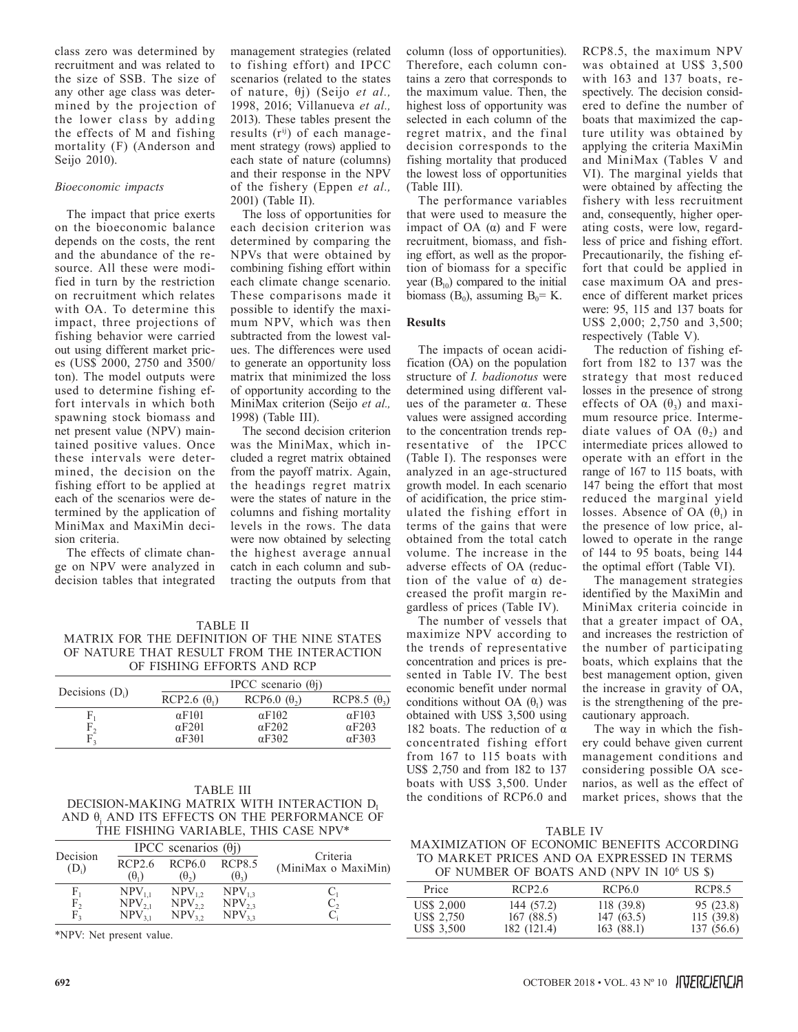class zero was determined by recruitment and was related to the size of SSB. The size of any other age class was determined by the projection of the lower class by adding the effects of M and fishing mortality (F) (Anderson and Seijo 2010).

### *Bioeconomic impacts*

The impact that price exerts on the bioeconomic balance depends on the costs, the rent and the abundance of the resource. All these were modified in turn by the restriction on recruitment which relates with OA. To determine this impact, three projections of fishing behavior were carried out using different market prices (US$ 2000, 2750 and 3500/ton). The model outputs were used to determine fishing effort intervals in which both spawning stock biomass and net present value (NPV) maintained positive values. Once these intervals were determined, the decision on the fishing effort to be applied at each of the scenarios were determined by the application of MiniMax and MaxiMin decision criteria.

The effects of climate change on NPV were analyzed in decision tables that integrated management strategies (related to fishing effort) and IPCC scenarios (related to the states of nature, θj) (Seijo *et al.,* 1998, 2016; Villanueva *et al.,* 2013). These tables present the results ($r^{ij}$) of each management strategy (rows) applied to each state of nature (columns) and their response in the NPV of the fishery (Eppen *et al.,* 2001) (Table II).

The loss of opportunities for each decision criterion was determined by comparing the NPVs that were obtained by combining fishing effort within each climate change scenario. These comparisons made it possible to identify the maximum NPV, which was then subtracted from the lowest values. The differences were used to generate an opportunity loss matrix that minimized the loss of opportunity according to the MiniMax criterion (Seijo *et al.,* 1998) (Table III).

The second decision criterion was the MiniMax, which included a regret matrix obtained from the payoff matrix. Again, the headings regret matrix were the states of nature in the columns and fishing mortality levels in the rows. The data were now obtained by selecting the highest average annual catch in each column and subtracting the outputs from that column (loss of opportunities). Therefore, each column contains a zero that corresponds to the maximum value. Then, the highest loss of opportunity was selected in each column of the regret matrix, and the final decision corresponds to the fishing mortality that produced the lowest loss of opportunities (Table III).

The performance variables that were used to measure the impact of OA (α) and F were recruitment, biomass, and fishing effort, as well as the proportion of biomass for a specific year ($B_{10}$) compared to the initial biomass ($B_0$), assuming $B_0$= K.

TABLE II
MATRIX FOR THE DEFINITION OF THE NINE STATES OF NATURE THAT RESULT FROM THE INTERACTION OF FISHING EFFORTS AND RCP

| Decisions ($D_i$) | IPCC scenario (θj) | | |
|---|---|---|---|
| | RCP2.6 ($\theta_1$) | RCP6.0 ($\theta_2$) | RCP8.5 ($\theta_3$) |
| $F_1$ | αF1θ1 | αF1θ2 | αF1θ3 |
| $F_2$ | αF2θ1 | αF2θ2 | αF2θ3 |
| $F_3$ | αF3θ1 | αF3θ2 | αF3θ3 |

TABLE III
DECISION-MAKING MATRIX WITH INTERACTION $D_I$ AND $\theta_j$ AND ITS EFFECTS ON THE PERFORMANCE OF THE FISHING VARIABLE, THIS CASE NPV*

| Decision ($D_i$) | IPCC scenarios (θj) | | | Criteria (MiniMax o MaxiMin) |
|---|---|---|---|---|
| | RCP2.6 ($\theta_1$) | RCP6.0 ($\theta_2$) | RCP8.5 ($\theta_3$) | |
| $F_1$ | $NPV_{1,1}$ | $NPV_{1,2}$ | $NPV_{1,3}$ | $C_1$ |
| $F_2$ | $NPV_{2,1}$ | $NPV_{2,2}$ | $NPV_{2,3}$ | $C_2$ |
| $F_3$ | $NPV_{3,1}$ | $NPV_{3,2}$ | $NPV_{3,3}$ | $C_i$ |

*NPV: Net present value.

## Results

The impacts of ocean acidification (OA) on the population structure of *I. badionotus* were determined using different values of the parameter α. These values were assigned according to the concentration trends representative of the IPCC (Table I). The responses were analyzed in an age-structured growth model. In each scenario of acidification, the price stimulated the fishing effort in terms of the gains that were obtained from the total catch volume. The increase in the adverse effects of OA (reduction of the value of α) decreased the profit margin regardless of prices (Table IV).

The number of vessels that maximize NPV according to the trends of representative concentration and prices is presented in Table IV. The best economic benefit under normal conditions without OA ($\theta_1$) was obtained with US$ 3,500 using 182 boats. The reduction of α concentrated fishing effort from 167 to 115 boats with US$ 2,750 and from 182 to 137 boats with US$ 3,500. Under the conditions of RCP6.0 and RCP8.5, the maximum NPV was obtained at US$ 3,500 with 163 and 137 boats, respectively. The decision considered to define the number of boats that maximized the capture utility was obtained by applying the criteria MaxiMin and MiniMax (Tables V and VI). The marginal yields that were obtained by affecting the fishery with less recruitment and, consequently, higher operating costs, were low, regardless of price and fishing effort. Precautionarily, the fishing effort that could be applied in case maximum OA and presence of different market prices were: 95, 115 and 137 boats for US$ 2,000; 2,750 and 3,500; respectively (Table V).

The reduction of fishing effort from 182 to 137 was the strategy that most reduced losses in the presence of strong effects of OA ($\theta_3$) and maximum resource price. Intermediate values of OA ($\theta_2$) and intermediate prices allowed to operate with an effort in the range of 167 to 115 boats, with 147 being the effort that most reduced the marginal yield losses. Absence of OA ($\theta_1$) in the presence of low price, allowed to operate in the range of 144 to 95 boats, being 144 the optimal effort (Table VI).

The management strategies identified by the MaxiMin and MiniMax criteria coincide in that a greater impact of OA, and increases the restriction of the number of participating boats, which explains that the best management option, given the increase in gravity of OA, is the strengthening of the precautionary approach.

The way in which the fishery could behave given current management conditions and considering possible OA scenarios, as well as the effect of market prices, shows that the

TABLE IV
MAXIMIZATION OF ECONOMIC BENEFITS ACCORDING TO MARKET PRICES AND OA EXPRESSED IN TERMS OF NUMBER OF BOATS AND (NPV IN $10^6$ US $)

| Price | RCP2.6 | RCP6.0 | RCP8.5 |
|---|---|---|---|
| US$ 2,000 | 144 (57.2) | 118 (39.8) | 95 (23.8) |
| US$ 2,750 | 167 (88.5) | 147 (63.5) | 115 (39.8) |
| US$ 3,500 | 182 (121.4) | 163 (88.1) | 137 (56.6) |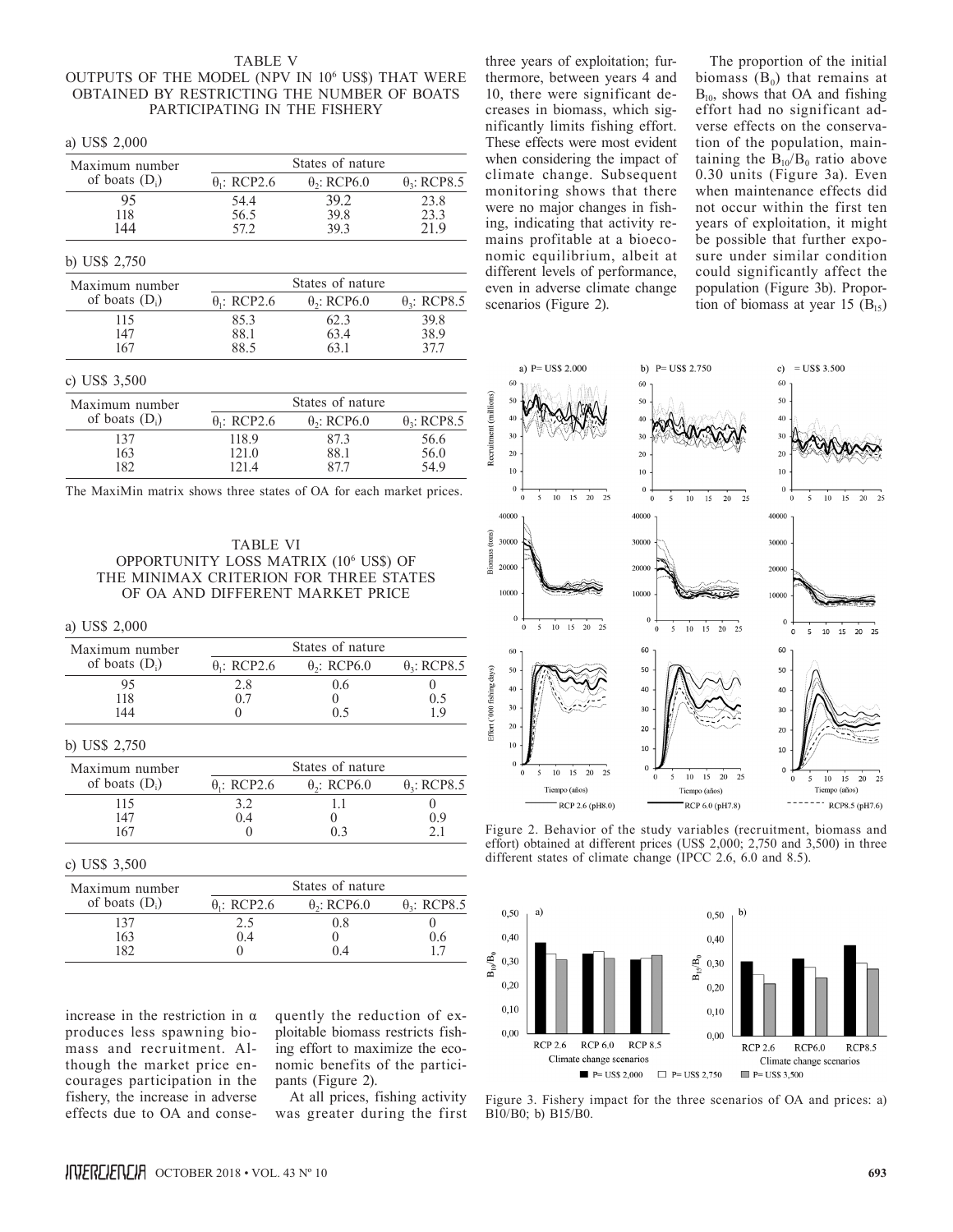TABLE V
OUTPUTS OF THE MODEL (NPV IN $10^6$ US$) THAT WERE OBTAINED BY RESTRICTING THE NUMBER OF BOATS PARTICIPATING IN THE FISHERY

a) US$ 2,000

| Maximum number of boats ($D_i$) | States of nature | | |
|---|---|---|---|
| | $\theta_1$: RCP2.6 | $\theta_2$: RCP6.0 | $\theta_3$: RCP8.5 |
| 95 | 54.4 | 39.2 | 23.8 |
| 118 | 56.5 | 39.8 | 23.3 |
| 144 | 57.2 | 39.3 | 21.9 |

b) US$ 2,750

| Maximum number of boats ($D_i$) | States of nature | | |
|---|---|---|---|
| | $\theta_1$: RCP2.6 | $\theta_2$: RCP6.0 | $\theta_3$: RCP8.5 |
| 115 | 85.3 | 62.3 | 39.8 |
| 147 | 88.1 | 63.4 | 38.9 |
| 167 | 88.5 | 63.1 | 37.7 |

c) US$ 3,500

| Maximum number of boats ($D_i$) | States of nature | | |
|---|---|---|---|
| | $\theta_1$: RCP2.6 | $\theta_2$: RCP6.0 | $\theta_3$: RCP8.5 |
| 137 | 118.9 | 87.3 | 56.6 |
| 163 | 121.0 | 88.1 | 56.0 |
| 182 | 121.4 | 87.7 | 54.9 |

The MaxiMin matrix shows three states of OA for each market prices.

TABLE VI
OPPORTUNITY LOSS MATRIX ($10^6$ US$) OF THE MINIMAX CRITERION FOR THREE STATES OF OA AND DIFFERENT MARKET PRICE

a) US$ 2,000

| Maximum number of boats ($D_i$) | States of nature | | |
|---|---|---|---|
| | $\theta_1$: RCP2.6 | $\theta_2$: RCP6.0 | $\theta_3$: RCP8.5 |
| 95 | 2.8 | 0.6 | 0 |
| 118 | 0.7 | 0 | 0.5 |
| 144 | 0 | 0.5 | 1.9 |

b) US$ 2,750

| Maximum number of boats ($D_i$) | States of nature | | |
|---|---|---|---|
| | $\theta_1$: RCP2.6 | $\theta_2$: RCP6.0 | $\theta_3$: RCP8.5 |
| 115 | 3.2 | 1.1 | 0 |
| 147 | 0.4 | 0 | 0.9 |
| 167 | 0 | 0.3 | 2.1 |

c) US$ 3,500

| Maximum number of boats ($D_i$) | States of nature | | |
|---|---|---|---|
| | $\theta_1$: RCP2.6 | $\theta_2$: RCP6.0 | $\theta_3$: RCP8.5 |
| 137 | 2.5 | 0.8 | 0 |
| 163 | 0.4 | 0 | 0.6 |
| 182 | 0 | 0.4 | 1.7 |

increase in the restriction in α produces less spawning biomass and recruitment. Although the market price encourages participation in the fishery, the increase in adverse effects due to OA and consequently the reduction of exploitable biomass restricts fishing effort to maximize the economic benefits of the participants (Figure 2).

At all prices, fishing activity was greater during the first three years of exploitation; furthermore, between years 4 and 10, there were significant decreases in biomass, which significantly limits fishing effort. These effects were most evident when considering the impact of climate change. Subsequent monitoring shows that there were no major changes in fishing, indicating that activity remains profitable at a bioeconomic equilibrium, albeit at different levels of performance, even in adverse climate change scenarios (Figure 2).

The proportion of the initial biomass ($B_0$) that remains at $B_{10}$, shows that OA and fishing effort had no significant adverse effects on the conservation of the population, maintaining the $B_{10}/B_0$ ratio above 0.30 units (Figure 3a). Even when maintenance effects did not occur within the first ten years of exploitation, it might be possible that further exposure under similar condition could significantly affect the population (Figure 3b). Proportion of biomass at year 15 ($B_{15}$)

Figure 2. Behavior of the study variables (recruitment, biomass and effort) obtained at different prices (US$ 2,000; 2,750 and 3,500) in three different states of climate change (IPCC 2.6, 6.0 and 8.5).

Figure 3. Fishery impact for the three scenarios of OA and prices: a) B10/B0; b) B15/B0.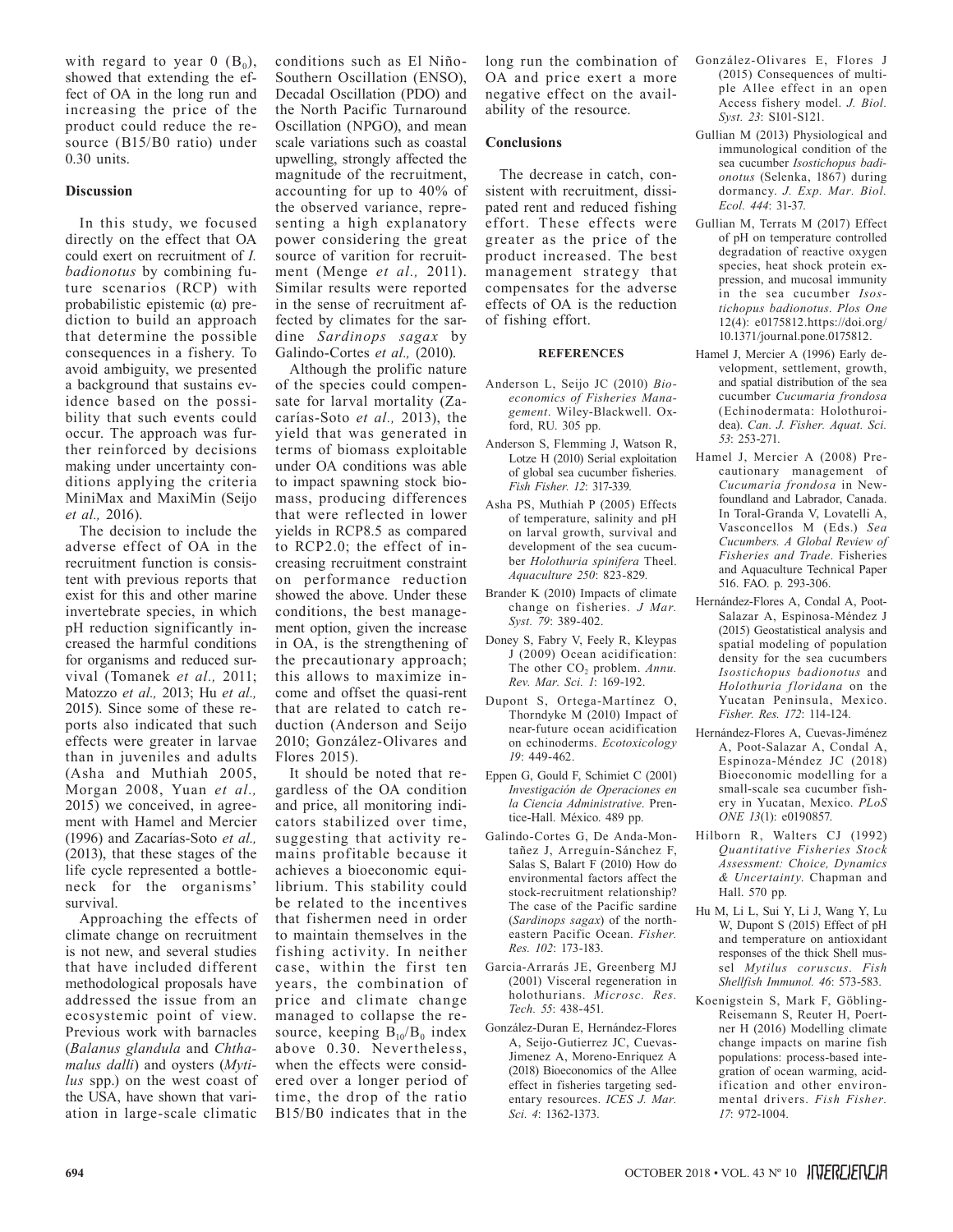with regard to year 0 ($B_0$), showed that extending the effect of OA in the long run and increasing the price of the product could reduce the resource (B15/B0 ratio) under 0.30 units.

## Discussion

In this study, we focused directly on the effect that OA could exert on recruitment of *I. badionotus* by combining future scenarios (RCP) with probabilistic epistemic (α) prediction to build an approach that determine the possible consequences in a fishery. To avoid ambiguity, we presented a background that sustains evidence based on the possibility that such events could occur. The approach was further reinforced by decisions making under uncertainty conditions applying the criteria MiniMax and MaxiMin (Seijo *et al.,* 2016).

The decision to include the adverse effect of OA in the recruitment function is consistent with previous reports that exist for this and other marine invertebrate species, in which pH reduction significantly increased the harmful conditions for organisms and reduced survival (Tomanek *et al.,* 2011; Matozzo *et al.,* 2013; Hu *et al.,* 2015). Since some of these reports also indicated that such effects were greater in larvae than in juveniles and adults (Asha and Muthiah 2005, Morgan 2008, Yuan *et al.,* 2015) we conceived, in agreement with Hamel and Mercier (1996) and Zacarías-Soto *et al.,* (2013), that these stages of the life cycle represented a bottleneck for the organisms' survival.

Approaching the effects of climate change on recruitment is not new, and several studies that have included different methodological proposals have addressed the issue from an ecosystemic point of view. Previous work with barnacles (*Balanus glandula* and *Chthamalus dalli*) and oysters (*Mytilus* spp.) on the west coast of the USA, have shown that variation in large-scale climatic conditions such as El Niño-Southern Oscillation (ENSO), Decadal Oscillation (PDO) and the North Pacific Turnaround Oscillation (NPGO), and mean scale variations such as coastal upwelling, strongly affected the magnitude of the recruitment, accounting for up to 40% of the observed variance, representing a high explanatory power considering the great source of varition for recruitment (Menge *et al.,* 2011). Similar results were reported in the sense of recruitment affected by climates for the sardine *Sardinops sagax* by Galindo-Cortes *et al.,* (2010).

Although the prolific nature of the species could compensate for larval mortality (Zacarías-Soto *et al.,* 2013), the yield that was generated in terms of biomass exploitable under OA conditions was able to impact spawning stock biomass, producing differences that were reflected in lower yields in RCP8.5 as compared to RCP2.0; the effect of increasing recruitment constraint on performance reduction showed the above. Under these conditions, the best management option, given the increase in OA, is the strengthening of the precautionary approach; this allows to maximize income and offset the quasi-rent that are related to catch reduction (Anderson and Seijo 2010; González-Olivares and Flores 2015).

It should be noted that regardless of the OA condition and price, all monitoring indicators stabilized over time, suggesting that activity remains profitable because it achieves a bioeconomic equilibrium. This stability could be related to the incentives that fishermen need in order to maintain themselves in the fishing activity. In neither case, within the first ten years, the combination of price and climate change managed to collapse the resource, keeping $B_{10}/B_0$ index above 0.30. Nevertheless, when the effects were considered over a longer period of time, the drop of the ratio B15/B0 indicates that in the long run the combination of OA and price exert a more negative effect on the availability of the resource.

## Conclusions

The decrease in catch, consistent with recruitment, dissipated rent and reduced fishing effort. These effects were greater as the price of the product increased. The best management strategy that compensates for the adverse effects of OA is the reduction of fishing effort.

## REFERENCES

Anderson L, Seijo JC (2010) *Bioeconomics of Fisheries Management*. Wiley-Blackwell. Oxford, RU. 305 pp.

Anderson S, Flemming J, Watson R, Lotze H (2010) Serial exploitation of global sea cucumber fisheries. *Fish Fisher. 12*: 317-339.

Asha PS, Muthiah P (2005) Effects of temperature, salinity and pH on larval growth, survival and development of the sea cucumber *Holothuria spinifera* Theel. *Aquaculture 250*: 823-829.

Brander K (2010) Impacts of climate change on fisheries. *J Mar. Syst. 79*: 389-402.

Doney S, Fabry V, Feely R, Kleypas J (2009) Ocean acidification: The other $CO_2$ problem. *Annu. Rev. Mar. Sci. 1*: 169-192.

Dupont S, Ortega-Martínez O, Thorndyke M (2010) Impact of near-future ocean acidification on echinoderms. *Ecotoxicology 19*: 449-462.

Eppen G, Gould F, Schimiet C (2001) *Investigación de Operaciones en la Ciencia Administrative*. Prentice-Hall. México. 489 pp.

Galindo-Cortes G, De Anda-Montañez J, Arreguín-Sánchez F, Salas S, Balart F (2010) How do environmental factors affect the stock-recruitment relationship? The case of the Pacific sardine (*Sardinops sagax*) of the northeastern Pacific Ocean. *Fisher. Res. 102*: 173-183.

Garcia-Arrarás JE, Greenberg MJ (2001) Visceral regeneration in holothurians. *Microsc. Res. Tech. 55*: 438-451.

González-Duran E, Hernández-Flores A, Seijo-Gutierrez JC, Cuevas-Jimenez A, Moreno-Enriquez A (2018) Bioeconomics of the Allee effect in fisheries targeting sedentary resources. *ICES J. Mar. Sci. 4*: 1362-1373.

González-Olivares E, Flores J (2015) Consequences of multiple Allee effect in an open Access fishery model. *J. Biol. Syst. 23*: S101-S121.

Gullian M (2013) Physiological and immunological condition of the sea cucumber *Isostichopus badionotus* (Selenka, 1867) during dormancy. *J. Exp. Mar. Biol. Ecol. 444*: 31-37.

Gullian M, Terrats M (2017) Effect of pH on temperature controlled degradation of reactive oxygen species, heat shock protein expression, and mucosal immunity in the sea cucumber *Isostichopus badionotus*. *Plos One* 12(4): e0175812.https://doi.org/10.1371/journal.pone.0175812.

Hamel J, Mercier A (1996) Early development, settlement, growth, and spatial distribution of the sea cucumber *Cucumaria frondosa* (Echinodermata: Holothuroidea). *Can. J. Fisher. Aquat. Sci. 53*: 253-271.

Hamel J, Mercier A (2008) Precautionary management of *Cucumaria frondosa* in Newfoundland and Labrador, Canada. In Toral-Granda V, Lovatelli A, Vasconcellos M (Eds.) *Sea Cucumbers. A Global Review of Fisheries and Trade*. Fisheries and Aquaculture Technical Paper 516. FAO. p. 293-306.

Hernández-Flores A, Condal A, Poot-Salazar A, Espinosa-Méndez J (2015) Geostatistical analysis and spatial modeling of population density for the sea cucumbers *Isostichopus badionotus* and *Holothuria floridana* on the Yucatan Peninsula, Mexico. *Fisher. Res. 172*: 114-124.

Hernández-Flores A, Cuevas-Jiménez A, Poot-Salazar A, Condal A, Espinoza-Méndez JC (2018) Bioeconomic modelling for a small-scale sea cucumber fishery in Yucatan, Mexico. *PLoS ONE 13*(1): e0190857.

Hilborn R, Walters CJ (1992) *Quantitative Fisheries Stock Assessment: Choice, Dynamics & Uncertainty*. Chapman and Hall. 570 pp.

Hu M, Li L, Sui Y, Li J, Wang Y, Lu W, Dupont S (2015) Effect of pH and temperature on antioxidant responses of the thick Shell mussel *Mytilus coruscus*. *Fish Shellfish Immunol. 46*: 573-583.

Koenigstein S, Mark F, Göbling-Reisemann S, Reuter H, Poertner H (2016) Modelling climate change impacts on marine fish populations: process-based integration of ocean warming, acidification and other environmental drivers. *Fish Fisher. 17*: 972-1004.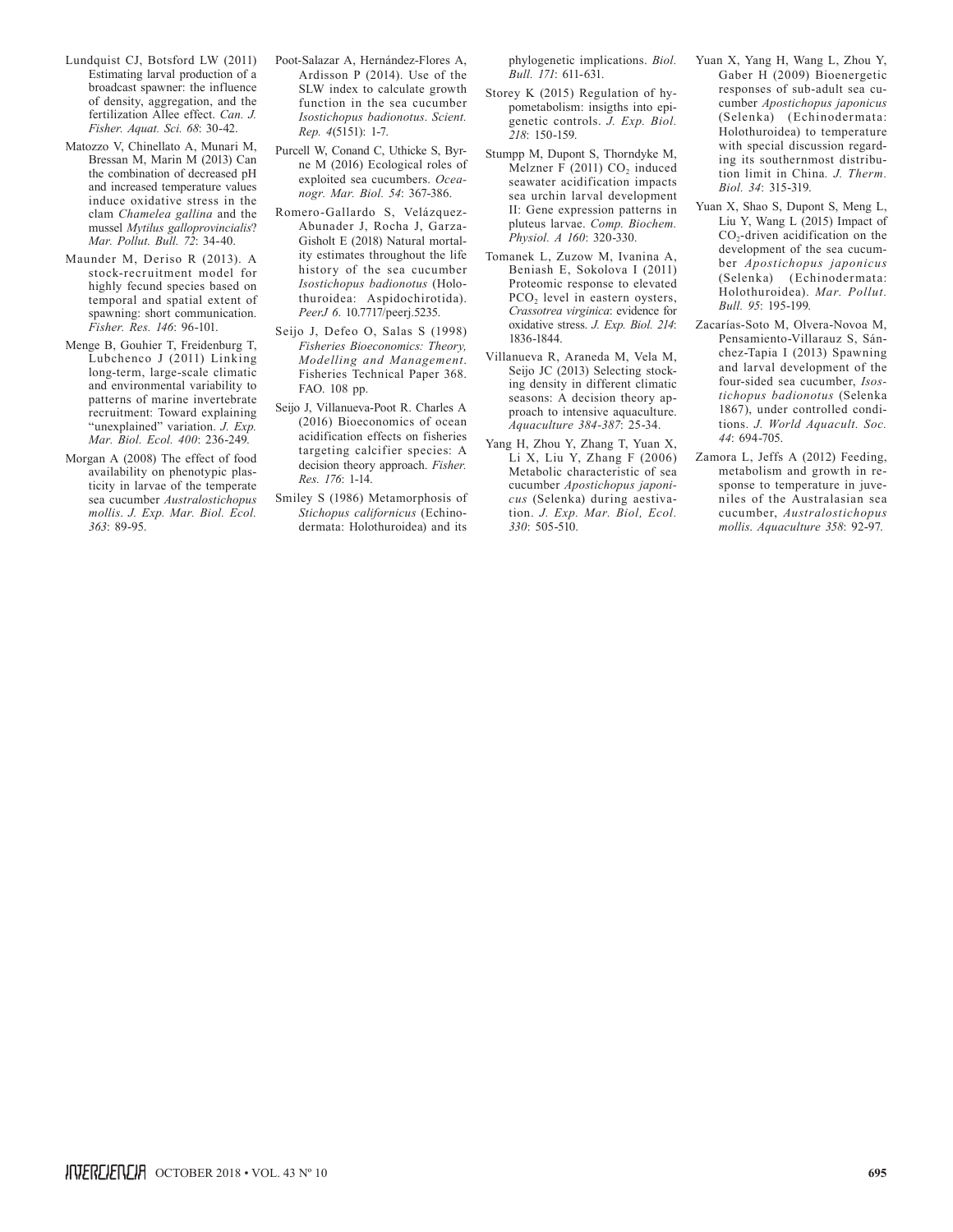Lundquist CJ, Botsford LW (2011) Estimating larval production of a broadcast spawner: the influence of density, aggregation, and the fertilization Allee effect. *Can. J. Fisher. Aquat. Sci. 68*: 30-42.

Matozzo V, Chinellato A, Munari M, Bressan M, Marin M (2013) Can the combination of decreased pH and increased temperature values induce oxidative stress in the clam *Chamelea gallina* and the mussel *Mytilus galloprovincialis*? *Mar. Pollut. Bull. 72*: 34-40.

Maunder M, Deriso R (2013). A stock-recruitment model for highly fecund species based on temporal and spatial extent of spawning: short communication. *Fisher. Res. 146*: 96-101.

Menge B, Gouhier T, Freidenburg T, Lubchenco J (2011) Linking long-term, large-scale climatic and environmental variability to patterns of marine invertebrate recruitment: Toward explaining "unexplained" variation. *J. Exp. Mar. Biol. Ecol. 400*: 236-249.

Morgan A (2008) The effect of food availability on phenotypic plasticity in larvae of the temperate sea cucumber *Australostichopus mollis*. *J. Exp. Mar. Biol. Ecol. 363*: 89-95.

Poot-Salazar A, Hernández-Flores A, Ardisson P (2014). Use of the SLW index to calculate growth function in the sea cucumber *Isostichopus badionotus*. *Scient. Rep. 4*(5151): 1-7.

Purcell W, Conand C, Uthicke S, Byrne M (2016) Ecological roles of exploited sea cucumbers. *Oceanogr. Mar. Biol. 54*: 367-386.

Romero-Gallardo S, Velázquez-Abunader J, Rocha J, Garza-Gisholt E (2018) Natural mortality estimates throughout the life history of the sea cucumber *Isostichopus badionotus* (Holothuroidea: Aspidochirotida). *PeerJ 6*. 10.7717/peerj.5235.

Seijo J, Defeo O, Salas S (1998) *Fisheries Bioeconomics: Theory, Modelling and Management*. Fisheries Technical Paper 368. FAO. 108 pp.

Seijo J, Villanueva-Poot R. Charles A (2016) Bioeconomics of ocean acidification effects on fisheries targeting calcifier species: A decision theory approach. *Fisher. Res. 176*: 1-14.

Smiley S (1986) Metamorphosis of *Stichopus californicus* (Echinodermata: Holothuroidea) and its phylogenetic implications. *Biol. Bull. 171*: 611-631.

Storey K (2015) Regulation of hypometabolism: insigths into epigenetic controls. *J. Exp. Biol. 218*: 150-159.

Stumpp M, Dupont S, Thorndyke M, Melzner F (2011) $CO_2$ induced seawater acidification impacts sea urchin larval development II: Gene expression patterns in pluteus larvae. *Comp. Biochem. Physiol. A 160*: 320-330.

Tomanek L, Zuzow M, Ivanina A, Beniash E, Sokolova I (2011) Proteomic response to elevated $PCO_2$ level in eastern oysters, *Crassotrea virginica*: evidence for oxidative stress. *J. Exp. Biol. 214*: 1836-1844.

Villanueva R, Araneda M, Vela M, Seijo JC (2013) Selecting stocking density in different climatic seasons: A decision theory approach to intensive aquaculture. *Aquaculture 384-387*: 25-34.

Yang H, Zhou Y, Zhang T, Yuan X, Li X, Liu Y, Zhang F (2006) Metabolic characteristic of sea cucumber *Apostichopus japonicus* (Selenka) during aestivation. *J. Exp. Mar. Biol, Ecol. 330*: 505-510.

Yuan X, Yang H, Wang L, Zhou Y, Gaber H (2009) Bioenergetic responses of sub-adult sea cucumber *Apostichopus japonicus* (Selenka) (Echinodermata: Holothuroidea) to temperature with special discussion regarding its southernmost distribution limit in China. *J. Therm. Biol. 34*: 315-319.

Yuan X, Shao S, Dupont S, Meng L, Liu Y, Wang L (2015) Impact of $CO_2$-driven acidification on the development of the sea cucumber *Apostichopus japonicus* (Selenka) (Echinodermata: Holothuroidea). *Mar. Pollut. Bull. 95*: 195-199.

Zacarías-Soto M, Olvera-Novoa M, Pensamiento-Villarauz S, Sánchez-Tapia I (2013) Spawning and larval development of the four-sided sea cucumber, *Isostichopus badionotus* (Selenka 1867), under controlled conditions. *J. World Aquacult. Soc. 44*: 694-705.

Zamora L, Jeffs A (2012) Feeding, metabolism and growth in response to temperature in juveniles of the Australasian sea cucumber, *Australostichopus mollis*. *Aquaculture 358*: 92-97.